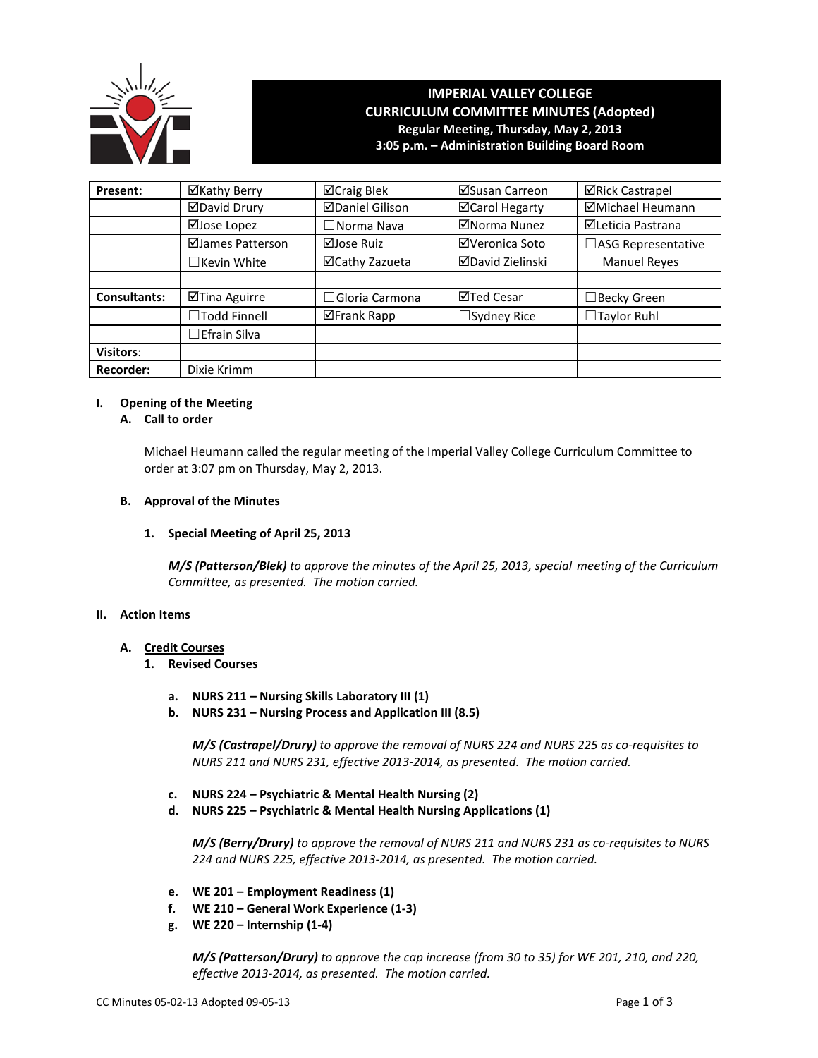# IMPERIAL VALLEY COLLEGE
## CURRICULUM COMMITTEE MINUTES (Adopted)
**Regular Meeting, Thursday, May 2, 2013**
**3:05 p.m. – Administration Building Board Room**

| | | | | |
|---|---|---|---|---|
| **Present:** | ☑Kathy Berry | ☑Craig Blek | ☑Susan Carreon | ☑Rick Castrapel |
| | ☑David Drury | ☑Daniel Gilison | ☑Carol Hegarty | ☑Michael Heumann |
| | ☑Jose Lopez | ☐Norma Nava | ☑Norma Nunez | ☑Leticia Pastrana |
| | ☑James Patterson | ☑Jose Ruiz | ☑Veronica Soto | ☐ASG Representative |
| | ☐Kevin White | ☑Cathy Zazueta | ☑David Zielinski | Manuel Reyes |
| | | | | |
| **Consultants:** | ☑Tina Aguirre | ☐Gloria Carmona | ☑Ted Cesar | ☐Becky Green |
| | ☐Todd Finnell | ☑Frank Rapp | ☐Sydney Rice | ☐Taylor Ruhl |
| | ☐Efrain Silva | | | |
| **Visitors**: | | | | |
| **Recorder:** | Dixie Krimm | | | |

**I. Opening of the Meeting**

**A. Call to order**

Michael Heumann called the regular meeting of the Imperial Valley College Curriculum Committee to order at 3:07 pm on Thursday, May 2, 2013.

**B. Approval of the Minutes**

**1. Special Meeting of April 25, 2013**

***M/S (Patterson/Blek)*** *to approve the minutes of the April 25, 2013, special meeting of the Curriculum Committee, as presented. The motion carried.*

**II. Action Items**

**A. Credit Courses**

**1. Revised Courses**

**a. NURS 211 – Nursing Skills Laboratory III (1)**
**b. NURS 231 – Nursing Process and Application III (8.5)**

***M/S (Castrapel/Drury)*** *to approve the removal of NURS 224 and NURS 225 as co-requisites to NURS 211 and NURS 231, effective 2013-2014, as presented. The motion carried.*

**c. NURS 224 – Psychiatric & Mental Health Nursing (2)**
**d. NURS 225 – Psychiatric & Mental Health Nursing Applications (1)**

***M/S (Berry/Drury)*** *to approve the removal of NURS 211 and NURS 231 as co-requisites to NURS 224 and NURS 225, effective 2013-2014, as presented. The motion carried.*

**e. WE 201 – Employment Readiness (1)**
**f. WE 210 – General Work Experience (1-3)**
**g. WE 220 – Internship (1-4)**

***M/S (Patterson/Drury)*** *to approve the cap increase (from 30 to 35) for WE 201, 210, and 220, effective 2013-2014, as presented. The motion carried.*

CC Minutes 05-02-13 Adopted 09-05-13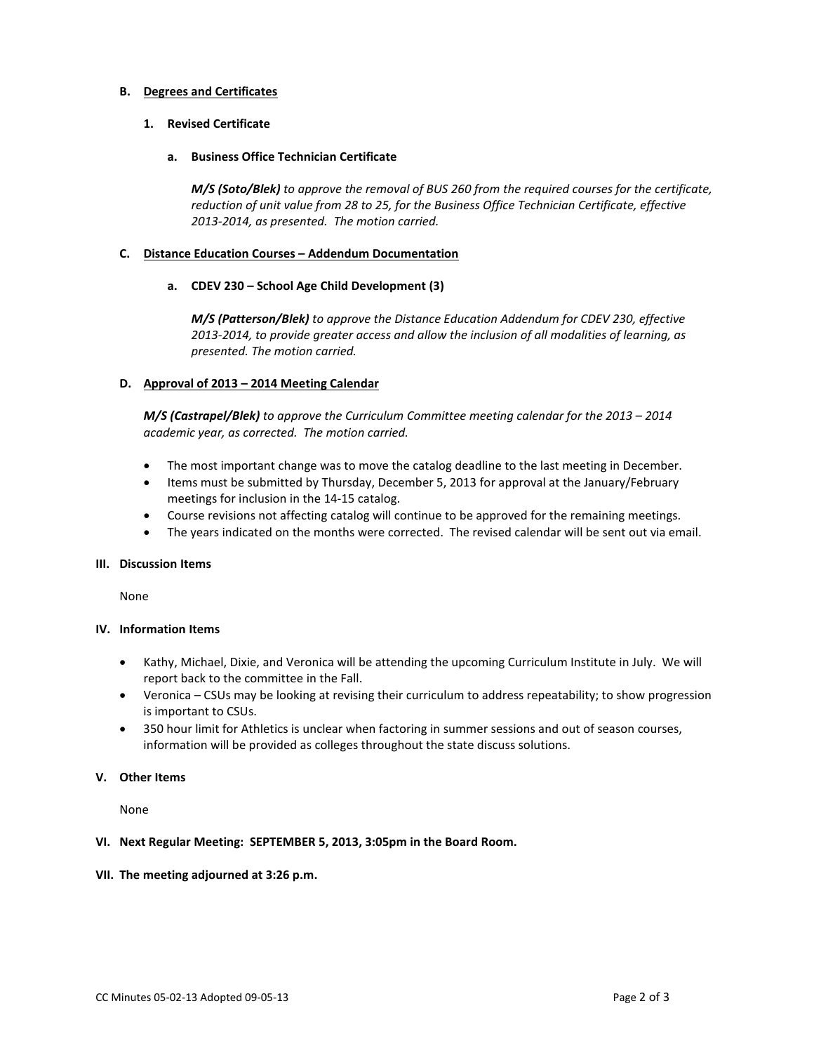**B. Degrees and Certificates**

**1. Revised Certificate**

**a. Business Office Technician Certificate**

***M/S (Soto/Blek)*** *to approve the removal of BUS 260 from the required courses for the certificate, reduction of unit value from 28 to 25, for the Business Office Technician Certificate, effective 2013-2014, as presented. The motion carried.*

**C. Distance Education Courses – Addendum Documentation**

**a. CDEV 230 – School Age Child Development (3)**

***M/S (Patterson/Blek)*** *to approve the Distance Education Addendum for CDEV 230, effective 2013-2014, to provide greater access and allow the inclusion of all modalities of learning, as presented. The motion carried.*

**D. Approval of 2013 – 2014 Meeting Calendar**

***M/S (Castrapel/Blek)*** *to approve the Curriculum Committee meeting calendar for the 2013 – 2014 academic year, as corrected. The motion carried.*

- The most important change was to move the catalog deadline to the last meeting in December.
- Items must be submitted by Thursday, December 5, 2013 for approval at the January/February meetings for inclusion in the 14-15 catalog.
- Course revisions not affecting catalog will continue to be approved for the remaining meetings.
- The years indicated on the months were corrected. The revised calendar will be sent out via email.

## III. Discussion Items

None

## IV. Information Items

- Kathy, Michael, Dixie, and Veronica will be attending the upcoming Curriculum Institute in July. We will report back to the committee in the Fall.
- Veronica – CSUs may be looking at revising their curriculum to address repeatability; to show progression is important to CSUs.
- 350 hour limit for Athletics is unclear when factoring in summer sessions and out of season courses, information will be provided as colleges throughout the state discuss solutions.

## V. Other Items

None

## VI. Next Regular Meeting: SEPTEMBER 5, 2013, 3:05pm in the Board Room.

## VII. The meeting adjourned at 3:26 p.m.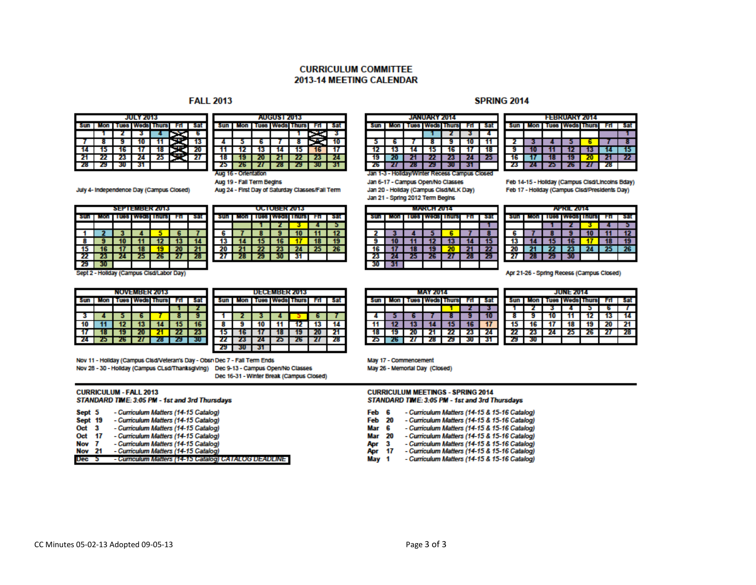# CURRICULUM COMMITTEE
# 2013-14 MEETING CALENDAR

## FALL 2013

**JULY 2013**

| Sun | Mon | Tues | Weds | Thurs | Fri | Sat |
|---|---|---|---|---|---|---|
| | 1 | 2 | 3 | 4 | | 6 |
| 7 | 8 | 9 | 10 | 11 | | 13 |
| 14 | 15 | 16 | 17 | 18 | | 20 |
| 21 | 22 | 23 | 24 | 25 | | 27 |
| 28 | 29 | 30 | 31 | | | |

July 4 - Independence Day (Campus Closed)

**AUGUST 2013**

| Sun | Mon | Tues | Weds | Thurs | Fri | Sat |
|---|---|---|---|---|---|---|
| | | | | 1 | | 3 |
| 4 | 5 | 6 | 7 | 8 | | 10 |
| 11 | 12 | 13 | 14 | 15 | 16 | 17 |
| 18 | 19 | 20 | 21 | 22 | 23 | 24 |
| 25 | 26 | 27 | 28 | 29 | 30 | 31 |

Aug 16 - Orientation
Aug 19 - Fall Term Begins
Aug 24 - First Day of Saturday Classes/Fall Term

**SEPTEMBER 2013**

| Sun | Mon | Tues | Weds | Thurs | Fri | Sat |
|---|---|---|---|---|---|---|
| 1 | 2 | 3 | 4 | 5 | 6 | 7 |
| 8 | 9 | 10 | 11 | 12 | 13 | 14 |
| 15 | 16 | 17 | 18 | 19 | 20 | 21 |
| 22 | 23 | 24 | 25 | 26 | 27 | 28 |
| 29 | 30 | | | | | |

Sept 2 - Holiday (Campus Clsd/Labor Day)

**OCTOBER 2013**

| Sun | Mon | Tues | Weds | Thurs | Fri | Sat |
|---|---|---|---|---|---|---|
| | | 1 | 2 | 3 | 4 | 5 |
| 6 | 7 | 8 | 9 | 10 | 11 | 12 |
| 13 | 14 | 15 | 16 | 17 | 18 | 19 |
| 20 | 21 | 22 | 23 | 24 | 25 | 26 |
| 27 | 28 | 29 | 30 | 31 | | |

**NOVEMBER 2013**

| Sun | Mon | Tues | Weds | Thurs | Fri | Sat |
|---|---|---|---|---|---|---|
| | | | | | 1 | 2 |
| 3 | 4 | 5 | 6 | 7 | 8 | 9 |
| 10 | 11 | 12 | 13 | 14 | 15 | 16 |
| 17 | 18 | 19 | 20 | 21 | 22 | 23 |
| 24 | 25 | 26 | 27 | 28 | 29 | 30 |

Nov 11 - Holiday (Campus Clsd/Veteran's Day - Obsn
Nov 28 - 30 - Holiday (Campus CLsd/Thanksgiving)

**DECEMBER 2013**

| Sun | Mon | Tues | Weds | Thurs | Fri | Sat |
|---|---|---|---|---|---|---|
| 1 | 2 | 3 | 4 | 5 | 6 | 7 |
| 8 | 9 | 10 | 11 | 12 | 13 | 14 |
| 15 | 16 | 17 | 18 | 19 | 20 | 21 |
| 22 | 23 | 24 | 25 | 26 | 27 | 28 |
| 29 | 30 | 31 | | | | |

Dec 7 - Fall Term Ends
Dec 9-13 - Campus Open/No Classes
Dec 16-31 - Winter Break (Campus Closed)

## SPRING 2014

**JANUARY 2014**

| Sun | Mon | Tues | Weds | Thurs | Fri | Sat |
|---|---|---|---|---|---|---|
| | | | 1 | 2 | 3 | 4 |
| 5 | 6 | 7 | 8 | 9 | 10 | 11 |
| 12 | 13 | 14 | 15 | 16 | 17 | 18 |
| 19 | 20 | 21 | 22 | 23 | 24 | 25 |
| 26 | 27 | 28 | 29 | 30 | 31 | |

Jan 1-3 - Holiday/Winter Recess Campus Closed
Jan 6-17 - Campus Open/No Classes
Jan 20 - Holiday (Campus Clsd/MLK Day)
Jan 21 - Spring 2012 Term Begins

**FEBRUARY 2014**

| Sun | Mon | Tues | Weds | Thurs | Fri | Sat |
|---|---|---|---|---|---|---|
| | | | | | | 1 |
| 2 | 3 | 4 | 5 | 6 | 7 | 8 |
| 9 | 10 | 11 | 12 | 13 | 14 | 15 |
| 16 | 17 | 18 | 19 | 20 | 21 | 22 |
| 23 | 24 | 25 | 26 | 27 | 28 | |

Feb 14-15 - Holiday (Campus Clsd/Lincolns Bday)
Feb 17 - Holiday (Campus Clsd/Presidents Day)

**MARCH 2014**

| Sun | Mon | Tues | Weds | Thurs | Fri | Sat |
|---|---|---|---|---|---|---|
| | | | | | | 1 |
| 2 | 3 | 4 | 5 | 6 | 7 | 8 |
| 9 | 10 | 11 | 12 | 13 | 14 | 15 |
| 16 | 17 | 18 | 19 | 20 | 21 | 22 |
| 23 | 24 | 25 | 26 | 27 | 28 | 29 |
| 30 | 31 | | | | | |

**APRIL 2014**

| Sun | Mon | Tues | Weds | Thurs | Fri | Sat |
|---|---|---|---|---|---|---|
| | | 1 | 2 | 3 | 4 | 5 |
| 6 | 7 | 8 | 9 | 10 | 11 | 12 |
| 13 | 14 | 15 | 16 | 17 | 18 | 19 |
| 20 | 21 | 22 | 23 | 24 | 25 | 26 |
| 27 | 28 | 29 | 30 | | | |

Apr 21-26 - Spring Recess (Campus Closed)

**MAY 2014**

| Sun | Mon | Tues | Weds | Thurs | Fri | Sat |
|---|---|---|---|---|---|---|
| | | | | 1 | 2 | 3 |
| 4 | 5 | 6 | 7 | 8 | 9 | 10 |
| 11 | 12 | 13 | 14 | 15 | 16 | 17 |
| 18 | 19 | 20 | 21 | 22 | 23 | 24 |
| 25 | 26 | 27 | 28 | 29 | 30 | 31 |

May 17 - Commencement
May 26 - Memorial Day (Closed)

**JUNE 2014**

| Sun | Mon | Tues | Weds | Thurs | Fri | Sat |
|---|---|---|---|---|---|---|
| 1 | 2 | 3 | 4 | 5 | 6 | 7 |
| 8 | 9 | 10 | 11 | 12 | 13 | 14 |
| 15 | 16 | 17 | 18 | 19 | 20 | 21 |
| 22 | 23 | 24 | 25 | 26 | 27 | 28 |
| 29 | 30 | | | | | |

**CURRICULUM - FALL 2013**
***STANDARD TIME: 3:05 PM - 1st and 3rd Thursdays***

| | |
|---|---|
| **Sept 5** | *- Curriculum Matters (14-15 Catalog)* |
| **Sept 19** | *- Curriculum Matters (14-15 Catalog)* |
| **Oct 3** | *- Curriculum Matters (14-15 Catalog)* |
| **Oct 17** | *- Curriculum Matters (14-15 Catalog)* |
| **Nov 7** | *- Curriculum Matters (14-15 Catalog)* |
| **Nov 21** | *- Curriculum Matters (14-15 Catalog)* |
| **Dec 5** | *- Curriculum Matters (14-15 Catalog) CATALOG DEADLINE* |

**CURRICULUM MEETINGS - SPRING 2014**
***STANDARD TIME: 3:05 PM - 1st and 3rd Thursdays***

| | |
|---|---|
| **Feb 6** | *- Curriculum Matters (14-15 & 15-16 Catalog)* |
| **Feb 20** | *- Curriculum Matters (14-15 & 15-16 Catalog)* |
| **Mar 6** | *- Curriculum Matters (14-15 & 15-16 Catalog)* |
| **Mar 20** | *- Curriculum Matters (14-15 & 15-16 Catalog)* |
| **Apr 3** | *- Curriculum Matters (14-15 & 15-16 Catalog)* |
| **Apr 17** | *- Curriculum Matters (14-15 & 15-16 Catalog)* |
| **May 1** | *- Curriculum Matters (14-15 & 15-16 Catalog)* |